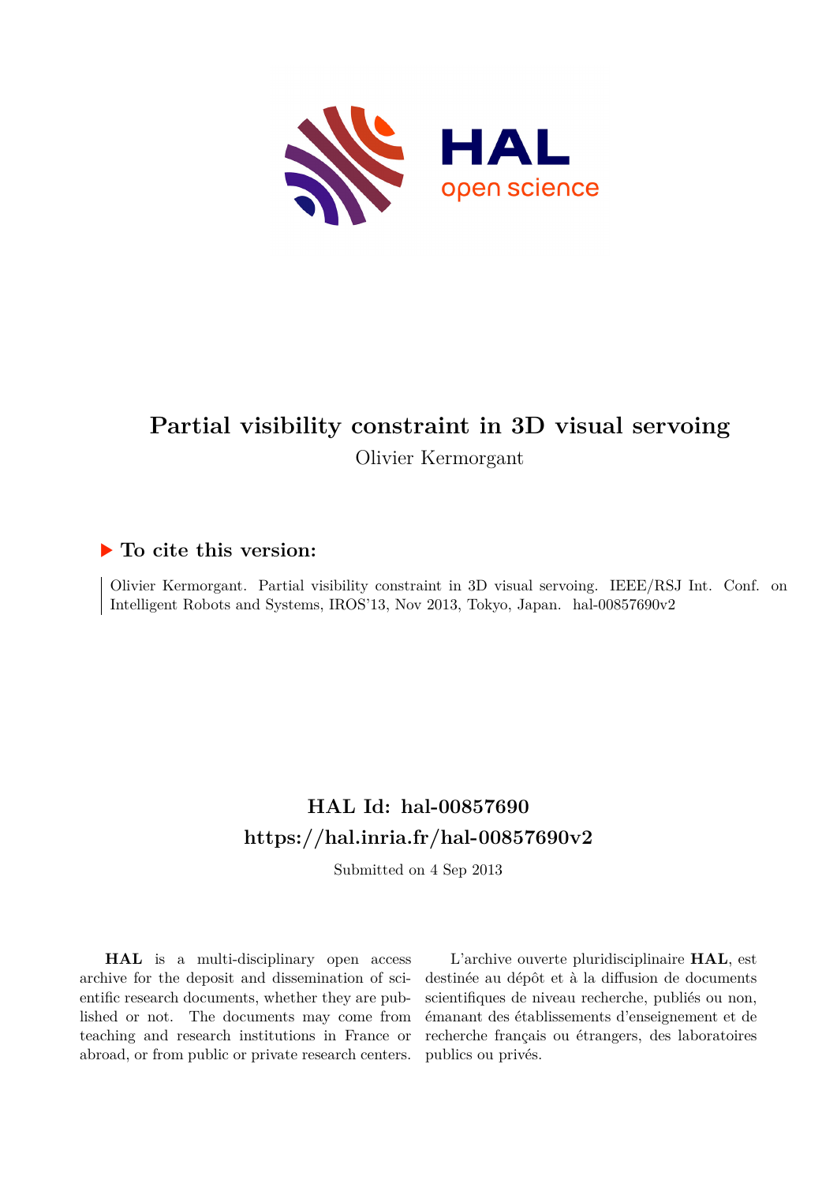# Partial visibility constraint in 3D visual servoing

Olivier Kermorgant

## ▶ To cite this version:

Olivier Kermorgant. Partial visibility constraint in 3D visual servoing. IEEE/RSJ Int. Conf. on Intelligent Robots and Systems, IROS'13, Nov 2013, Tokyo, Japan. hal-00857690v2

## HAL Id: hal-00857690
## https://hal.inria.fr/hal-00857690v2

Submitted on 4 Sep 2013

**HAL** is a multi-disciplinary open access archive for the deposit and dissemination of scientific research documents, whether they are published or not. The documents may come from teaching and research institutions in France or abroad, or from public or private research centers.

L'archive ouverte pluridisciplinaire **HAL**, est destinée au dépôt et à la diffusion de documents scientifiques de niveau recherche, publiés ou non, émanant des établissements d'enseignement et de recherche français ou étrangers, des laboratoires publics ou privés.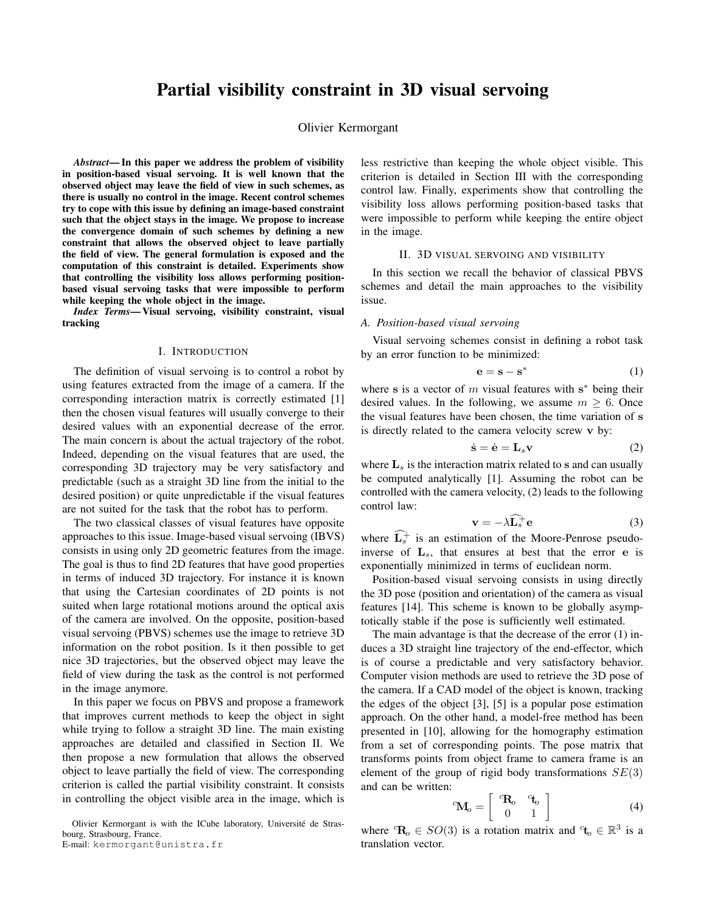# Partial visibility constraint in 3D visual servoing

Olivier Kermorgant

***Abstract*— In this paper we address the problem of visibility in position-based visual servoing. It is well known that the observed object may leave the field of view in such schemes, as there is usually no control in the image. Recent control schemes try to cope with this issue by defining an image-based constraint such that the object stays in the image. We propose to increase the convergence domain of such schemes by defining a new constraint that allows the observed object to leave partially the field of view. The general formulation is exposed and the computation of this constraint is detailed. Experiments show that controlling the visibility loss allows performing position-based visual servoing tasks that were impossible to perform while keeping the whole object in the image.**

***Index Terms*— Visual servoing, visibility constraint, visual tracking**

## I. Introduction

The definition of visual servoing is to control a robot by using features extracted from the image of a camera. If the corresponding interaction matrix is correctly estimated [1] then the chosen visual features will usually converge to their desired values with an exponential decrease of the error. The main concern is about the actual trajectory of the robot. Indeed, depending on the visual features that are used, the corresponding 3D trajectory may be very satisfactory and predictable (such as a straight 3D line from the initial to the desired position) or quite unpredictable if the visual features are not suited for the task that the robot has to perform.

The two classical classes of visual features have opposite approaches to this issue. Image-based visual servoing (IBVS) consists in using only 2D geometric features from the image. The goal is thus to find 2D features that have good properties in terms of induced 3D trajectory. For instance it is known that using the Cartesian coordinates of 2D points is not suited when large rotational motions around the optical axis of the camera are involved. On the opposite, position-based visual servoing (PBVS) schemes use the image to retrieve 3D information on the robot position. Is it then possible to get nice 3D trajectories, but the observed object may leave the field of view during the task as the control is not performed in the image anymore.

In this paper we focus on PBVS and propose a framework that improves current methods to keep the object in sight while trying to follow a straight 3D line. The main existing approaches are detailed and classified in Section II. We then propose a new formulation that allows the observed object to leave partially the field of view. The corresponding criterion is called the partial visibility constraint. It consists in controlling the object visible area in the image, which is less restrictive than keeping the whole object visible. This criterion is detailed in Section III with the corresponding control law. Finally, experiments show that controlling the visibility loss allows performing position-based tasks that were impossible to perform while keeping the entire object in the image.

Olivier Kermorgant is with the ICube laboratory, Université de Strasbourg, Strasbourg, France.
E-mail: kermorgant@unistra.fr

## II. 3D visual servoing and visibility

In this section we recall the behavior of classical PBVS schemes and detail the main approaches to the visibility issue.

### A. Position-based visual servoing

Visual servoing schemes consist in defining a robot task by an error function to be minimized:

$$\mathbf{e} = \mathbf{s} - \mathbf{s}^* \tag{1}$$

where $\mathbf{s}$ is a vector of $m$ visual features with $\mathbf{s}^*$ being their desired values. In the following, we assume $m \geq 6$. Once the visual features have been chosen, the time variation of $\mathbf{s}$ is directly related to the camera velocity screw $\mathbf{v}$ by:

$$\dot{\mathbf{s}} = \dot{\mathbf{e}} = \mathbf{L}_s \mathbf{v} \tag{2}$$

where $\mathbf{L}_s$ is the interaction matrix related to $\mathbf{s}$ and can usually be computed analytically [1]. Assuming the robot can be controlled with the camera velocity, (2) leads to the following control law:

$$\mathbf{v} = -\lambda \widehat{\mathbf{L}_s^+} \mathbf{e} \tag{3}$$

where $\widehat{\mathbf{L}_s^+}$ is an estimation of the Moore-Penrose pseudo-inverse of $\mathbf{L}_s$, that ensures at best that the error $\mathbf{e}$ is exponentially minimized in terms of euclidean norm.

Position-based visual servoing consists in using directly the 3D pose (position and orientation) of the camera as visual features [14]. This scheme is known to be globally asymptotically stable if the pose is sufficiently well estimated.

The main advantage is that the decrease of the error (1) induces a 3D straight line trajectory of the end-effector, which is of course a predictable and very satisfactory behavior. Computer vision methods are used to retrieve the 3D pose of the camera. If a CAD model of the object is known, tracking the edges of the object [3], [5] is a popular pose estimation approach. On the other hand, a model-free method has been presented in [10], allowing for the homography estimation from a set of corresponding points. The pose matrix that transforms points from object frame to camera frame is an element of the group of rigid body transformations $SE(3)$ and can be written:

$$^{c}\mathbf{M}_o = \begin{bmatrix} ^{c}\mathbf{R}_o & ^{c}\mathbf{t}_o \\ 0 & 1 \end{bmatrix} \tag{4}$$

where $^{c}\mathbf{R}_o \in SO(3)$ is a rotation matrix and $^{c}\mathbf{t}_o \in \mathbb{R}^3$ is a translation vector.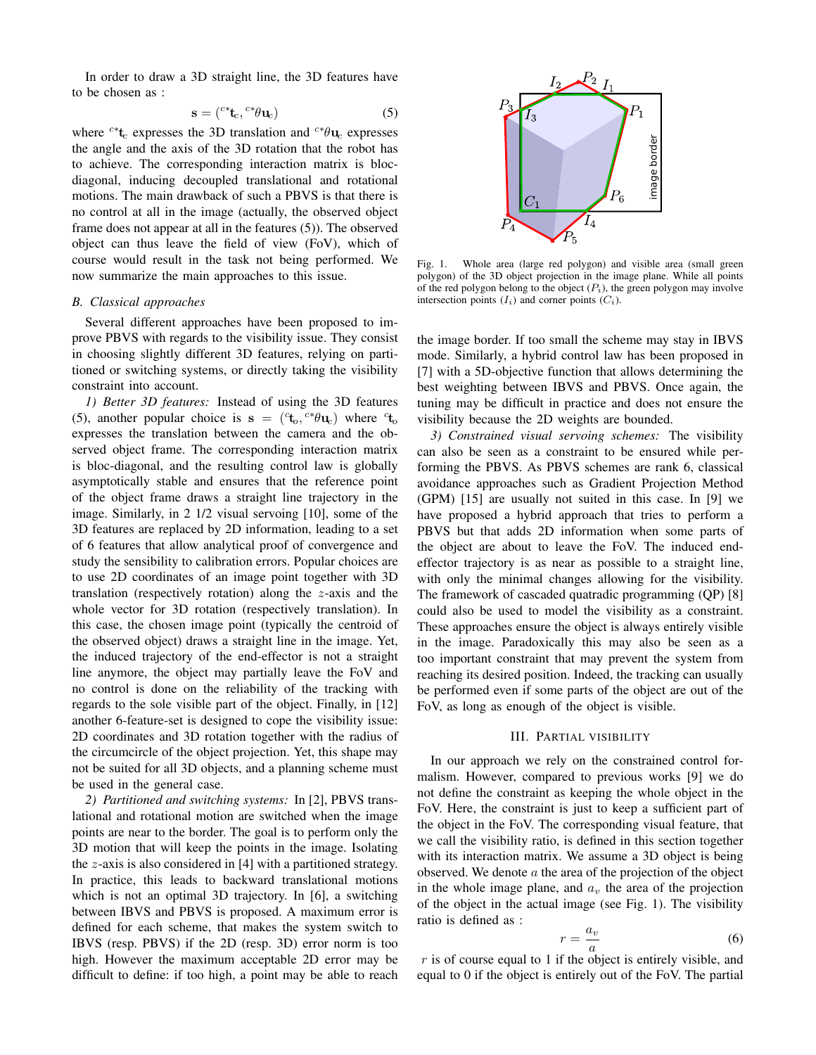In order to draw a 3D straight line, the 3D features have to be chosen as :

$$\mathbf{s} = ({}^{c*}\mathbf{t}_c, {}^{c*}\theta\mathbf{u}_c) \tag{5}$$

where ${}^{c*}\mathbf{t}_c$ expresses the 3D translation and ${}^{c*}\theta\mathbf{u}_c$ expresses the angle and the axis of the 3D rotation that the robot has to achieve. The corresponding interaction matrix is bloc-diagonal, inducing decoupled translational and rotational motions. The main drawback of such a PBVS is that there is no control at all in the image (actually, the observed object frame does not appear at all in the features (5)). The observed object can thus leave the field of view (FoV), which of course would result in the task not being performed. We now summarize the main approaches to this issue.

### B. Classical approaches

Several different approaches have been proposed to improve PBVS with regards to the visibility issue. They consist in choosing slightly different 3D features, relying on partitioned or switching systems, or directly taking the visibility constraint into account.

*1) Better 3D features:* Instead of using the 3D features (5), another popular choice is $\mathbf{s} = ({}^{c}\mathbf{t}_o, {}^{c*}\theta\mathbf{u}_c)$ where ${}^{c}\mathbf{t}_o$ expresses the translation between the camera and the observed object frame. The corresponding interaction matrix is bloc-diagonal, and the resulting control law is globally asymptotically stable and ensures that the reference point of the object frame draws a straight line trajectory in the image. Similarly, in 2 1/2 visual servoing [10], some of the 3D features are replaced by 2D information, leading to a set of 6 features that allow analytical proof of convergence and study the sensibility to calibration errors. Popular choices are to use 2D coordinates of an image point together with 3D translation (respectively rotation) along the $z$-axis and the whole vector for 3D rotation (respectively translation). In this case, the chosen image point (typically the centroid of the observed object) draws a straight line in the image. Yet, the induced trajectory of the end-effector is not a straight line anymore, the object may partially leave the FoV and no control is done on the reliability of the tracking with regards to the sole visible part of the object. Finally, in [12] another 6-feature-set is designed to cope the visibility issue: 2D coordinates and 3D rotation together with the radius of the circumcircle of the object projection. Yet, this shape may not be suited for all 3D objects, and a planning scheme must be used in the general case.

*2) Partitioned and switching systems:* In [2], PBVS translational and rotational motion are switched when the image points are near to the border. The goal is to perform only the 3D motion that will keep the points in the image. Isolating the $z$-axis is also considered in [4] with a partitioned strategy. In practice, this leads to backward translational motions which is not an optimal 3D trajectory. In [6], a switching between IBVS and PBVS is proposed. A maximum error is defined for each scheme, that makes the system switch to IBVS (resp. PBVS) if the 2D (resp. 3D) error norm is too high. However the maximum acceptable 2D error may be difficult to define: if too high, a point may be able to reach the image border. If too small the scheme may stay in IBVS mode. Similarly, a hybrid control law has been proposed in [7] with a 5D-objective function that allows determining the best weighting between IBVS and PBVS. Once again, the tuning may be difficult in practice and does not ensure the visibility because the 2D weights are bounded.

*3) Constrained visual servoing schemes:* The visibility can also be seen as a constraint to be ensured while performing the PBVS. As PBVS schemes are rank 6, classical avoidance approaches such as Gradient Projection Method (GPM) [15] are usually not suited in this case. In [9] we have proposed a hybrid approach that tries to perform a PBVS but that adds 2D information when some parts of the object are about to leave the FoV. The induced end-effector trajectory is as near as possible to a straight line, with only the minimal changes allowing for the visibility. The framework of cascaded quatradic programming (QP) [8] could also be used to model the visibility as a constraint. These approaches ensure the object is always entirely visible in the image. Paradoxically this may also be seen as a too important constraint that may prevent the system from reaching its desired position. Indeed, the tracking can usually be performed even if some parts of the object are out of the FoV, as long as enough of the object is visible.

Fig. 1. Whole area (large red polygon) and visible area (small green polygon) of the 3D object projection in the image plane. While all points of the red polygon belong to the object ($P_i$), the green polygon may involve intersection points ($I_i$) and corner points ($C_i$).

## III. Partial visibility

In our approach we rely on the constrained control formalism. However, compared to previous works [9] we do not define the constraint as keeping the whole object in the FoV. Here, the constraint is just to keep a sufficient part of the object in the FoV. The corresponding visual feature, that we call the visibility ratio, is defined in this section together with its interaction matrix. We assume a 3D object is being observed. We denote $a$ the area of the projection of the object in the whole image plane, and $a_v$ the area of the projection of the object in the actual image (see Fig. 1). The visibility ratio is defined as :

$$r = \frac{a_v}{a} \tag{6}$$

$r$ is of course equal to 1 if the object is entirely visible, and equal to 0 if the object is entirely out of the FoV. The partial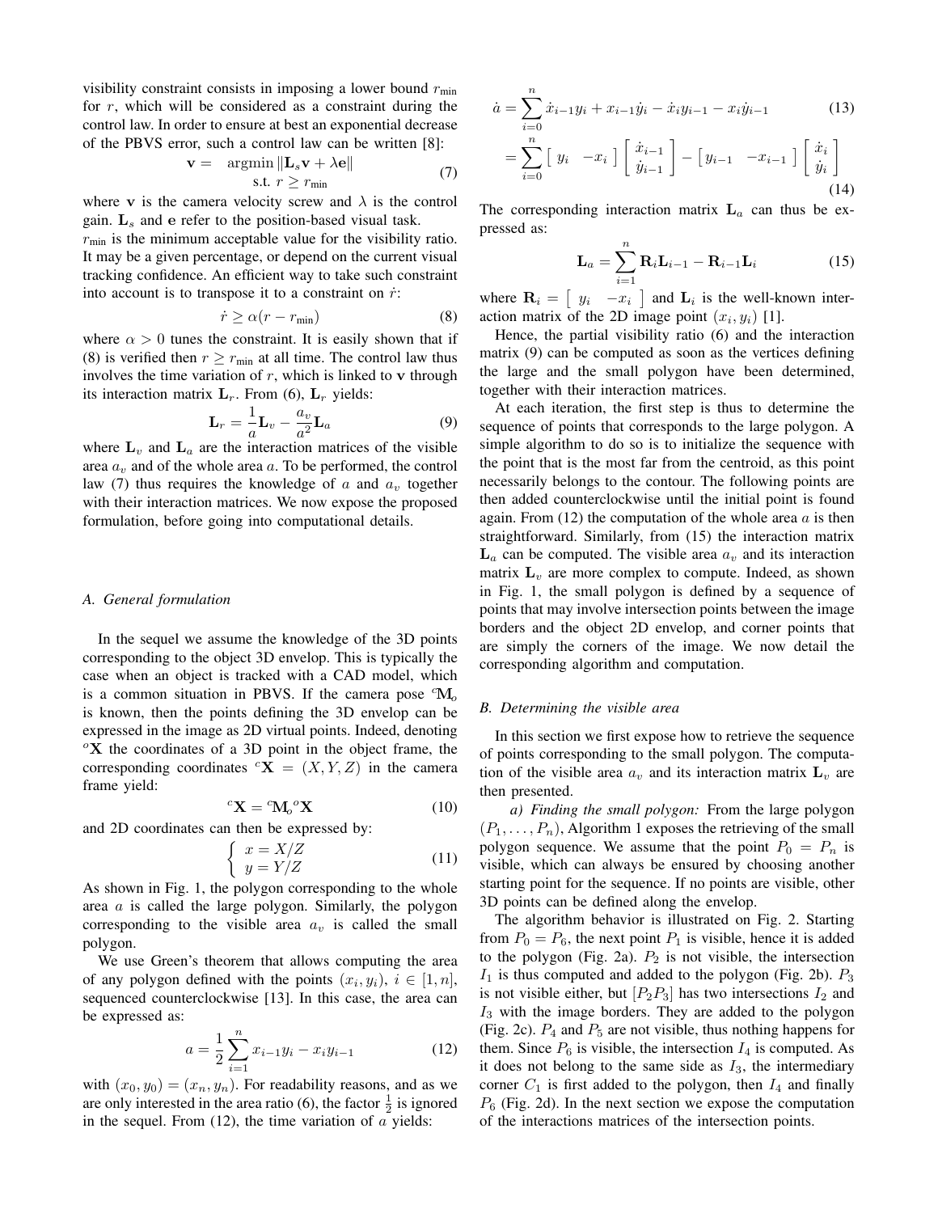visibility constraint consists in imposing a lower bound $r_{\min}$ for $r$, which will be considered as a constraint during the control law. In order to ensure at best an exponential decrease of the PBVS error, such a control law can be written [8]:

$$\mathbf{v} = \begin{array}{c} \operatorname{argmin} \|\mathbf{L}_s\mathbf{v} + \lambda\mathbf{e}\| \\ \text{s.t. } r \geq r_{\min} \end{array} \tag{7}$$

where $\mathbf{v}$ is the camera velocity screw and $\lambda$ is the control gain. $\mathbf{L}_s$ and $\mathbf{e}$ refer to the position-based visual task.

$r_{\min}$ is the minimum acceptable value for the visibility ratio. It may be a given percentage, or depend on the current visual tracking confidence. An efficient way to take such constraint into account is to transpose it to a constraint on $\dot{r}$:

$$\dot{r} \geq \alpha(r - r_{\min}) \tag{8}$$

where $\alpha > 0$ tunes the constraint. It is easily shown that if (8) is verified then $r \geq r_{\min}$ at all time. The control law thus involves the time variation of $r$, which is linked to $\mathbf{v}$ through its interaction matrix $\mathbf{L}_r$. From (6), $\mathbf{L}_r$ yields:

$$\mathbf{L}_r = \frac{1}{a}\mathbf{L}_v - \frac{a_v}{a^2}\mathbf{L}_a \tag{9}$$

where $\mathbf{L}_v$ and $\mathbf{L}_a$ are the interaction matrices of the visible area $a_v$ and of the whole area $a$. To be performed, the control law (7) thus requires the knowledge of $a$ and $a_v$ together with their interaction matrices. We now expose the proposed formulation, before going into computational details.

### A. General formulation

In the sequel we assume the knowledge of the 3D points corresponding to the object 3D envelop. This is typically the case when an object is tracked with a CAD model, which is a common situation in PBVS. If the camera pose ${}^c\mathbf{M}_o$ is known, then the points defining the 3D envelop can be expressed in the image as 2D virtual points. Indeed, denoting ${}^o\mathbf{X}$ the coordinates of a 3D point in the object frame, the corresponding coordinates ${}^c\mathbf{X} = (X, Y, Z)$ in the camera frame yield:

$${}^c\mathbf{X} = {}^c\mathbf{M}_o{}^o\mathbf{X} \tag{10}$$

and 2D coordinates can then be expressed by:

$$\begin{cases} x = X/Z \\ y = Y/Z \end{cases} \tag{11}$$

As shown in Fig. 1, the polygon corresponding to the whole area $a$ is called the large polygon. Similarly, the polygon corresponding to the visible area $a_v$ is called the small polygon.

We use Green's theorem that allows computing the area of any polygon defined with the points $(x_i, y_i)$, $i \in [1, n]$, sequenced counterclockwise [13]. In this case, the area can be expressed as:

$$a = \frac{1}{2}\sum_{i=1}^{n} x_{i-1}y_i - x_iy_{i-1} \tag{12}$$

with $(x_0, y_0) = (x_n, y_n)$. For readability reasons, and as we are only interested in the area ratio (6), the factor $\frac{1}{2}$ is ignored in the sequel. From (12), the time variation of $a$ yields:

$$\dot{a} = \sum_{i=0}^{n} \dot{x}_{i-1}y_i + x_{i-1}\dot{y}_i - \dot{x}_iy_{i-1} - x_i\dot{y}_{i-1} \tag{13}$$

$$= \sum_{i=0}^{n} \begin{bmatrix} y_i & -x_i \end{bmatrix} \begin{bmatrix} \dot{x}_{i-1} \\ \dot{y}_{i-1} \end{bmatrix} - \begin{bmatrix} y_{i-1} & -x_{i-1} \end{bmatrix} \begin{bmatrix} \dot{x}_i \\ \dot{y}_i \end{bmatrix} \tag{14}$$

The corresponding interaction matrix $\mathbf{L}_a$ can thus be expressed as:

$$\mathbf{L}_a = \sum_{i=1}^{n} \mathbf{R}_i\mathbf{L}_{i-1} - \mathbf{R}_{i-1}\mathbf{L}_i \tag{15}$$

where $\mathbf{R}_i = \begin{bmatrix} y_i & -x_i \end{bmatrix}$ and $\mathbf{L}_i$ is the well-known interaction matrix of the 2D image point $(x_i, y_i)$ [1].

Hence, the partial visibility ratio (6) and the interaction matrix (9) can be computed as soon as the vertices defining the large and the small polygon have been determined, together with their interaction matrices.

At each iteration, the first step is thus to determine the sequence of points that corresponds to the large polygon. A simple algorithm to do so is to initialize the sequence with the point that is the most far from the centroid, as this point necessarily belongs to the contour. The following points are then added counterclockwise until the initial point is found again. From (12) the computation of the whole area $a$ is then straightforward. Similarly, from (15) the interaction matrix $\mathbf{L}_a$ can be computed. The visible area $a_v$ and its interaction matrix $\mathbf{L}_v$ are more complex to compute. Indeed, as shown in Fig. 1, the small polygon is defined by a sequence of points that may involve intersection points between the image borders and the object 2D envelop, and corner points that are simply the corners of the image. We now detail the corresponding algorithm and computation.

### B. Determining the visible area

In this section we first expose how to retrieve the sequence of points corresponding to the small polygon. The computation of the visible area $a_v$ and its interaction matrix $\mathbf{L}_v$ are then presented.

*a) Finding the small polygon:* From the large polygon $(P_1, \ldots, P_n)$, Algorithm 1 exposes the retrieving of the small polygon sequence. We assume that the point $P_0 = P_n$ is visible, which can always be ensured by choosing another starting point for the sequence. If no points are visible, other 3D points can be defined along the envelop.

The algorithm behavior is illustrated on Fig. 2. Starting from $P_0 = P_6$, the next point $P_1$ is visible, hence it is added to the polygon (Fig. 2a). $P_2$ is not visible, the intersection $I_1$ is thus computed and added to the polygon (Fig. 2b). $P_3$ is not visible either, but $[P_2P_3]$ has two intersections $I_2$ and $I_3$ with the image borders. They are added to the polygon (Fig. 2c). $P_4$ and $P_5$ are not visible, thus nothing happens for them. Since $P_6$ is visible, the intersection $I_4$ is computed. As it does not belong to the same side as $I_3$, the intermediary corner $C_1$ is first added to the polygon, then $I_4$ and finally $P_6$ (Fig. 2d). In the next section we expose the computation of the interactions matrices of the intersection points.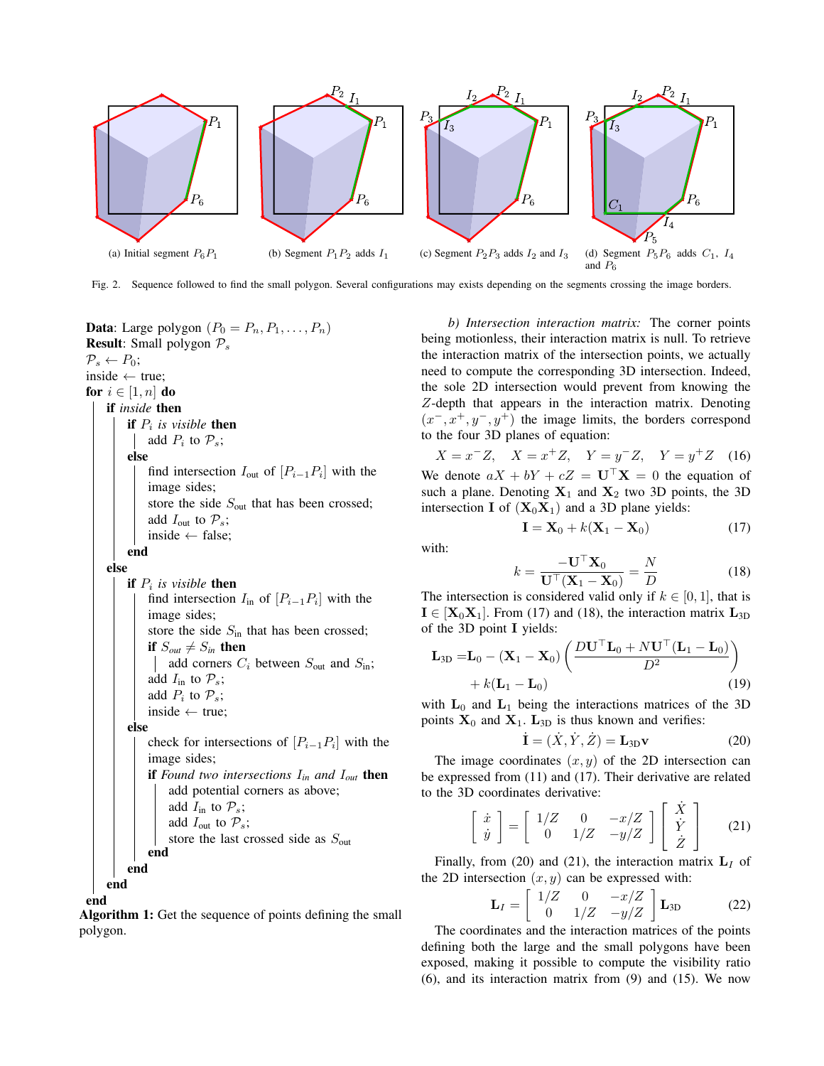(a) Initial segment $P_6P_1$ (b) Segment $P_1P_2$ adds $I_1$ (c) Segment $P_2P_3$ adds $I_2$ and $I_3$ (d) Segment $P_5P_6$ adds $C_1$, $I_4$ and $P_6$

Fig. 2. Sequence followed to find the small polygon. Several configurations may exists depending on the segments crossing the image borders.

```
Data: Large polygon (P_0 = P_n, P_1, ..., P_n)
Result: Small polygon 𝒫_s
𝒫_s ← P_0;
inside ← true;
for i ∈ [1, n] do
    if inside then
        if P_i is visible then
            add P_i to 𝒫_s;
        else
            find intersection I_out of [P_{i-1} P_i] with the image sides;
            store the side S_out that has been crossed;
            add I_out to 𝒫_s;
            inside ← false;
        end
    else
        if P_i is visible then
            find intersection I_in of [P_{i-1} P_i] with the image sides;
            store the side S_in that has been crossed;
            if S_out ≠ S_in then
                add corners C_i between S_out and S_in;
            add I_in to 𝒫_s;
            add P_i to 𝒫_s;
            inside ← true;
        else
            check for intersections of [P_{i-1} P_i] with the image sides;
            if Found two intersections I_in and I_out then
                add potential corners as above;
                add I_in to 𝒫_s;
                add I_out to 𝒫_s;
                store the last crossed side as S_out
            end
        end
    end
end
```

**Algorithm 1:** Get the sequence of points defining the small polygon.

*b) Intersection interaction matrix:* The corner points being motionless, their interaction matrix is null. To retrieve the interaction matrix of the intersection points, we actually need to compute the corresponding 3D intersection. Indeed, the sole 2D intersection would prevent from knowing the $Z$-depth that appears in the interaction matrix. Denoting $(x^-, x^+, y^-, y^+)$ the image limits, the borders correspond to the four 3D planes of equation:

$$X = x^- Z, \quad X = x^+ Z, \quad Y = y^- Z, \quad Y = y^+ Z \quad (16)$$

We denote $aX + bY + cZ = \mathbf{U}^\top \mathbf{X} = 0$ the equation of such a plane. Denoting $\mathbf{X}_1$ and $\mathbf{X}_2$ two 3D points, the 3D intersection $\mathbf{I}$ of $(\mathbf{X}_0\mathbf{X}_1)$ and a 3D plane yields:

$$\mathbf{I} = \mathbf{X}_0 + k(\mathbf{X}_1 - \mathbf{X}_0) \quad (17)$$

with:

$$k = \frac{-\mathbf{U}^\top \mathbf{X}_0}{\mathbf{U}^\top(\mathbf{X}_1 - \mathbf{X}_0)} = \frac{N}{D} \quad (18)$$

The intersection is considered valid only if $k \in [0, 1]$, that is $\mathbf{I} \in [\mathbf{X}_0\mathbf{X}_1]$. From (17) and (18), the interaction matrix $\mathbf{L}_{3\text{D}}$ of the 3D point $\mathbf{I}$ yields:

$$\begin{aligned}\mathbf{L}_{3\text{D}} = &\mathbf{L}_0 - (\mathbf{X}_1 - \mathbf{X}_0)\left(\frac{D\mathbf{U}^\top \mathbf{L}_0 + N\mathbf{U}^\top(\mathbf{L}_1 - \mathbf{L}_0)}{D^2}\right) \\ &+ k(\mathbf{L}_1 - \mathbf{L}_0)\end{aligned} \quad (19)$$

with $\mathbf{L}_0$ and $\mathbf{L}_1$ being the interactions matrices of the 3D points $\mathbf{X}_0$ and $\mathbf{X}_1$. $\mathbf{L}_{3\text{D}}$ is thus known and verifies:

$$\dot{\mathbf{I}} = (\dot{X}, \dot{Y}, \dot{Z}) = \mathbf{L}_{3\text{D}}\mathbf{v} \quad (20)$$

The image coordinates $(x, y)$ of the 2D intersection can be expressed from (11) and (17). Their derivative are related to the 3D coordinates derivative:

$$\begin{bmatrix} \dot{x} \\ \dot{y} \end{bmatrix} = \begin{bmatrix} 1/Z & 0 & -x/Z \\ 0 & 1/Z & -y/Z \end{bmatrix} \begin{bmatrix} \dot{X} \\ \dot{Y} \\ \dot{Z} \end{bmatrix} \quad (21)$$

Finally, from (20) and (21), the interaction matrix $\mathbf{L}_I$ of the 2D intersection $(x, y)$ can be expressed with:

$$\mathbf{L}_I = \begin{bmatrix} 1/Z & 0 & -x/Z \\ 0 & 1/Z & -y/Z \end{bmatrix} \mathbf{L}_{3\text{D}} \quad (22)$$

The coordinates and the interaction matrices of the points defining both the large and the small polygons have been exposed, making it possible to compute the visibility ratio (6), and its interaction matrix from (9) and (15). We now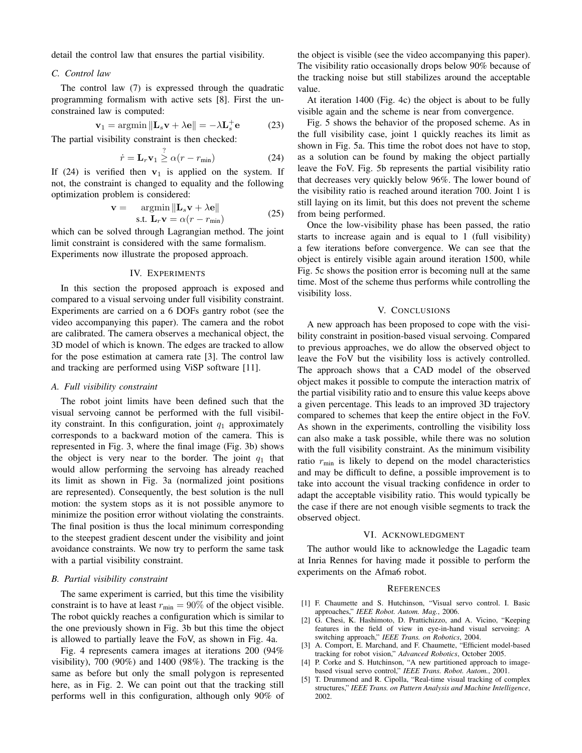detail the control law that ensures the partial visibility.

### C. Control law

The control law (7) is expressed through the quadratic programming formalism with active sets [8]. First the unconstrained law is computed:

$$\mathbf{v}_1 = \text{argmin} \|\mathbf{L}_s \mathbf{v} + \lambda \mathbf{e}\| = -\lambda \mathbf{L}_s^+ \mathbf{e} \tag{23}$$

The partial visibility constraint is then checked:

$$\dot{r} = \mathbf{L}_r \mathbf{v}_1 \overset{?}{\geq} \alpha(r - r_{\min}) \tag{24}$$

If (24) is verified then $\mathbf{v}_1$ is applied on the system. If not, the constraint is changed to equality and the following optimization problem is considered:

$$\begin{aligned} \mathbf{v} = \quad & \text{argmin} \|\mathbf{L}_s \mathbf{v} + \lambda \mathbf{e}\| \\ & \text{s.t. } \mathbf{L}_r \mathbf{v} = \alpha(r - r_{\min}) \end{aligned} \tag{25}$$

which can be solved through Lagrangian method. The joint limit constraint is considered with the same formalism. Experiments now illustrate the proposed approach.

## IV. Experiments

In this section the proposed approach is exposed and compared to a visual servoing under full visibility constraint. Experiments are carried on a 6 DOFs gantry robot (see the video accompanying this paper). The camera and the robot are calibrated. The camera observes a mechanical object, the 3D model of which is known. The edges are tracked to allow for the pose estimation at camera rate [3]. The control law and tracking are performed using ViSP software [11].

### A. Full visibility constraint

The robot joint limits have been defined such that the visual servoing cannot be performed with the full visibility constraint. In this configuration, joint $q_1$ approximately corresponds to a backward motion of the camera. This is represented in Fig. 3, where the final image (Fig. 3b) shows the object is very near to the border. The joint $q_1$ that would allow performing the servoing has already reached its limit as shown in Fig. 3a (normalized joint positions are represented). Consequently, the best solution is the null motion: the system stops as it is not possible anymore to minimize the position error without violating the constraints. The final position is thus the local minimum corresponding to the steepest gradient descent under the visibility and joint avoidance constraints. We now try to perform the same task with a partial visibility constraint.

### B. Partial visibility constraint

The same experiment is carried, but this time the visibility constraint is to have at least $r_{\min} = 90\%$ of the object visible. The robot quickly reaches a configuration which is similar to the one previously shown in Fig. 3b but this time the object is allowed to partially leave the FoV, as shown in Fig. 4a.

Fig. 4 represents camera images at iterations 200 (94% visibility), 700 (90%) and 1400 (98%). The tracking is the same as before but only the small polygon is represented here, as in Fig. 2. We can point out that the tracking still performs well in this configuration, although only 90% of the object is visible (see the video accompanying this paper). The visibility ratio occasionally drops below 90% because of the tracking noise but still stabilizes around the acceptable value.

At iteration 1400 (Fig. 4c) the object is about to be fully visible again and the scheme is near from convergence.

Fig. 5 shows the behavior of the proposed scheme. As in the full visibility case, joint 1 quickly reaches its limit as shown in Fig. 5a. This time the robot does not have to stop, as a solution can be found by making the object partially leave the FoV. Fig. 5b represents the partial visibility ratio that decreases very quickly below 96%. The lower bound of the visibility ratio is reached around iteration 700. Joint 1 is still laying on its limit, but this does not prevent the scheme from being performed.

Once the low-visibility phase has been passed, the ratio starts to increase again and is equal to 1 (full visibility) a few iterations before convergence. We can see that the object is entirely visible again around iteration 1500, while Fig. 5c shows the position error is becoming null at the same time. Most of the scheme thus performs while controlling the visibility loss.

## V. Conclusions

A new approach has been proposed to cope with the visibility constraint in position-based visual servoing. Compared to previous approaches, we do allow the observed object to leave the FoV but the visibility loss is actively controlled. The approach shows that a CAD model of the observed object makes it possible to compute the interaction matrix of the partial visibility ratio and to ensure this value keeps above a given percentage. This leads to an improved 3D trajectory compared to schemes that keep the entire object in the FoV. As shown in the experiments, controlling the visibility loss can also make a task possible, while there was no solution with the full visibility constraint. As the minimum visibility ratio $r_{\min}$ is likely to depend on the model characteristics and may be difficult to define, a possible improvement is to take into account the visual tracking confidence in order to adapt the acceptable visibility ratio. This would typically be the case if there are not enough visible segments to track the observed object.

## VI. Acknowledgment

The author would like to acknowledge the Lagadic team at Inria Rennes for having made it possible to perform the experiments on the Afma6 robot.

## References

[1] F. Chaumette and S. Hutchinson, "Visual servo control. I. Basic approaches," *IEEE Robot. Autom. Mag.*, 2006.

[2] G. Chesi, K. Hashimoto, D. Prattichizzo, and A. Vicino, "Keeping features in the field of view in eye-in-hand visual servoing: A switching approach," *IEEE Trans. on Robotics*, 2004.

[3] A. Comport, E. Marchand, and F. Chaumette, "Efficient model-based tracking for robot vision," *Advanced Robotics*, October 2005.

[4] P. Corke and S. Hutchinson, "A new partitioned approach to image-based visual servo control," *IEEE Trans. Robot. Autom.*, 2001.

[5] T. Drummond and R. Cipolla, "Real-time visual tracking of complex structures," *IEEE Trans. on Pattern Analysis and Machine Intelligence*, 2002.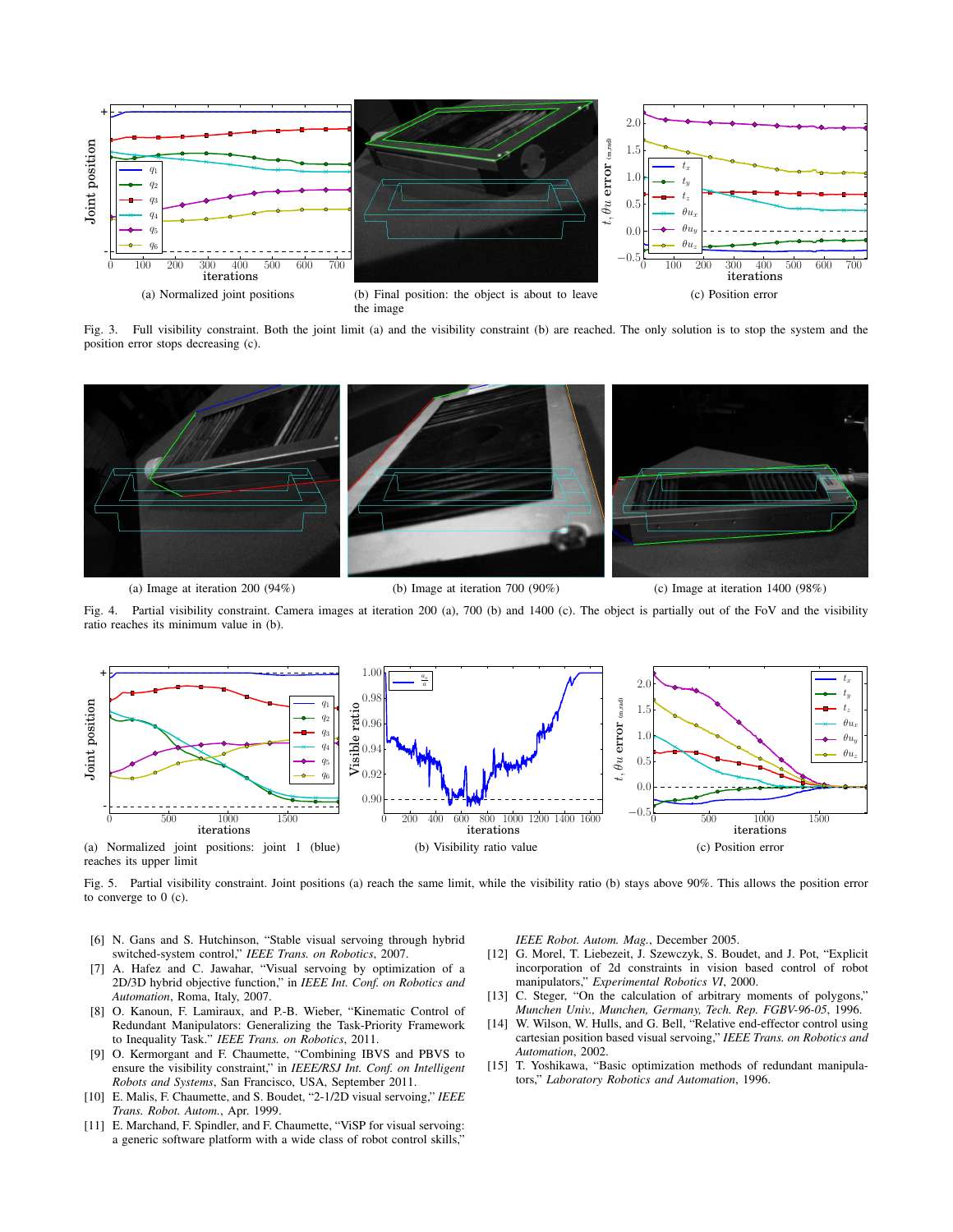Joint position

$q_1$
$q_2$
$q_3$
$q_4$
$q_5$
$q_6$

0 100 200 300 400 500 600 700
iterations

(a) Normalized joint positions

(b) Final position: the object is about to leave the image

$t, \theta u$ error (m,rad)

$t_x$
$t_y$
$t_z$
$\theta u_x$
$\theta u_y$
$\theta u_z$

2.0 1.5 1.0 0.5 0.0 −0.5

0 100 200 300 400 500 600 700
iterations

(c) Position error

Fig. 3. Full visibility constraint. Both the joint limit (a) and the visibility constraint (b) are reached. The only solution is to stop the system and the position error stops decreasing (c).

(a) Image at iteration 200 (94%)

(b) Image at iteration 700 (90%)

(c) Image at iteration 1400 (98%)

Fig. 4. Partial visibility constraint. Camera images at iteration 200 (a), 700 (b) and 1400 (c). The object is partially out of the FoV and the visibility ratio reaches its minimum value in (b).

Joint position

$q_1$
$q_2$
$q_3$
$q_4$
$q_5$
$q_6$

0 500 1000 1500
iterations

(a) Normalized joint positions: joint 1 (blue) reaches its upper limit

Visible ratio

$\frac{a_v}{a}$

1.00 0.98 0.96 0.94 0.92 0.90

0 200 400 600 800 1000 1200 1400 1600
iterations

(b) Visibility ratio value

$t, \theta u$ error (m,rad)

$t_x$
$t_y$
$t_z$
$\theta u_x$
$\theta u_y$
$\theta u_z$

2.0 1.5 1.0 0.5 0.0 −0.5

0 500 1000 1500
iterations

(c) Position error

Fig. 5. Partial visibility constraint. Joint positions (a) reach the same limit, while the visibility ratio (b) stays above 90%. This allows the position error to converge to 0 (c).

[6] N. Gans and S. Hutchinson, "Stable visual servoing through hybrid switched-system control," *IEEE Trans. on Robotics*, 2007.

[7] A. Hafez and C. Jawahar, "Visual servoing by optimization of a 2D/3D hybrid objective function," in *IEEE Int. Conf. on Robotics and Automation*, Roma, Italy, 2007.

[8] O. Kanoun, F. Lamiraux, and P.-B. Wieber, "Kinematic Control of Redundant Manipulators: Generalizing the Task-Priority Framework to Inequality Task." *IEEE Trans. on Robotics*, 2011.

[9] O. Kermorgant and F. Chaumette, "Combining IBVS and PBVS to ensure the visibility constraint," in *IEEE/RSJ Int. Conf. on Intelligent Robots and Systems*, San Francisco, USA, September 2011.

[10] E. Malis, F. Chaumette, and S. Boudet, "2-1/2D visual servoing," *IEEE Trans. Robot. Autom.*, Apr. 1999.

[11] E. Marchand, F. Spindler, and F. Chaumette, "ViSP for visual servoing: a generic software platform with a wide class of robot control skills," *IEEE Robot. Autom. Mag.*, December 2005.

[12] G. Morel, T. Liebezeit, J. Szewczyk, S. Boudet, and J. Pot, "Explicit incorporation of 2d constraints in vision based control of robot manipulators," *Experimental Robotics VI*, 2000.

[13] C. Steger, "On the calculation of arbitrary moments of polygons," *Munchen Univ., Munchen, Germany, Tech. Rep. FGBV-96-05*, 1996.

[14] W. Wilson, W. Hulls, and G. Bell, "Relative end-effector control using cartesian position based visual servoing," *IEEE Trans. on Robotics and Automation*, 2002.

[15] T. Yoshikawa, "Basic optimization methods of redundant manipulators," *Laboratory Robotics and Automation*, 1996.